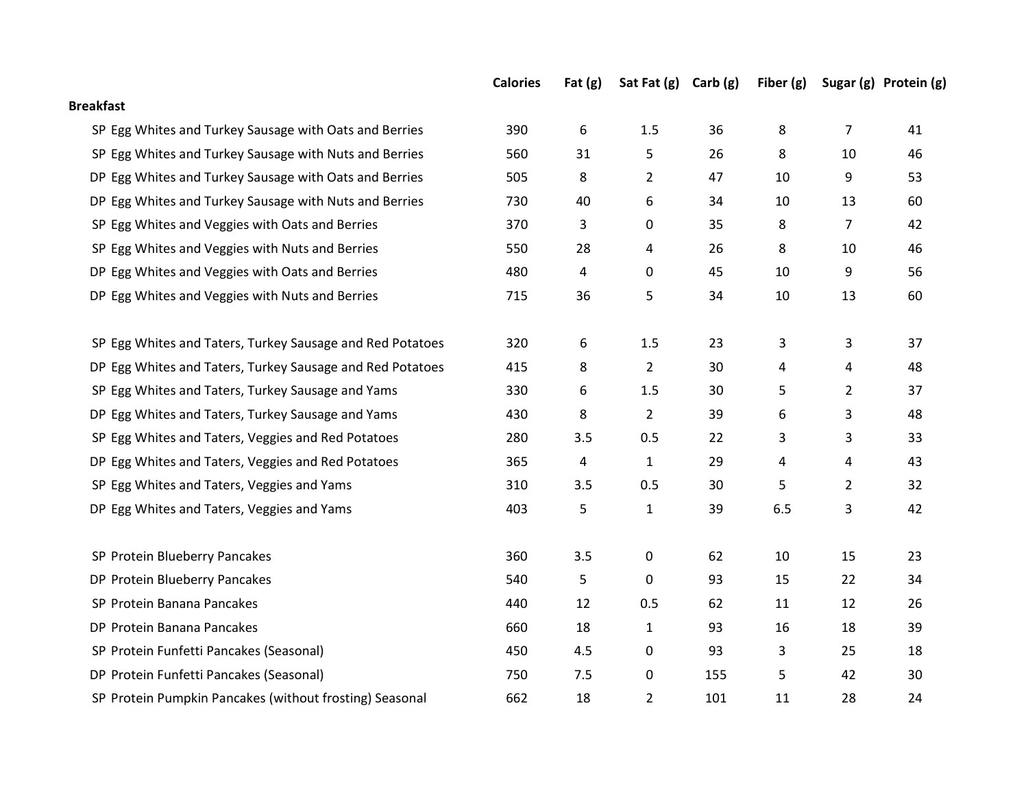| | Calories | Fat (g) | Sat Fat (g) | Carb (g) | Fiber (g) | Sugar (g) | Protein (g) |
|---|---|---|---|---|---|---|---|
| **Breakfast** | | | | | | | |
| SP Egg Whites and Turkey Sausage with Oats and Berries | 390 | 6 | 1.5 | 36 | 8 | 7 | 41 |
| SP Egg Whites and Turkey Sausage with Nuts and Berries | 560 | 31 | 5 | 26 | 8 | 10 | 46 |
| DP Egg Whites and Turkey Sausage with Oats and Berries | 505 | 8 | 2 | 47 | 10 | 9 | 53 |
| DP Egg Whites and Turkey Sausage with Nuts and Berries | 730 | 40 | 6 | 34 | 10 | 13 | 60 |
| SP Egg Whites and Veggies with Oats and Berries | 370 | 3 | 0 | 35 | 8 | 7 | 42 |
| SP Egg Whites and Veggies with Nuts and Berries | 550 | 28 | 4 | 26 | 8 | 10 | 46 |
| DP Egg Whites and Veggies with Oats and Berries | 480 | 4 | 0 | 45 | 10 | 9 | 56 |
| DP Egg Whites and Veggies with Nuts and Berries | 715 | 36 | 5 | 34 | 10 | 13 | 60 |
| | | | | | | | |
| SP Egg Whites and Taters, Turkey Sausage and Red Potatoes | 320 | 6 | 1.5 | 23 | 3 | 3 | 37 |
| DP Egg Whites and Taters, Turkey Sausage and Red Potatoes | 415 | 8 | 2 | 30 | 4 | 4 | 48 |
| SP Egg Whites and Taters, Turkey Sausage and Yams | 330 | 6 | 1.5 | 30 | 5 | 2 | 37 |
| DP Egg Whites and Taters, Turkey Sausage and Yams | 430 | 8 | 2 | 39 | 6 | 3 | 48 |
| SP Egg Whites and Taters, Veggies and Red Potatoes | 280 | 3.5 | 0.5 | 22 | 3 | 3 | 33 |
| DP Egg Whites and Taters, Veggies and Red Potatoes | 365 | 4 | 1 | 29 | 4 | 4 | 43 |
| SP Egg Whites and Taters, Veggies and Yams | 310 | 3.5 | 0.5 | 30 | 5 | 2 | 32 |
| DP Egg Whites and Taters, Veggies and Yams | 403 | 5 | 1 | 39 | 6.5 | 3 | 42 |
| | | | | | | | |
| SP Protein Blueberry Pancakes | 360 | 3.5 | 0 | 62 | 10 | 15 | 23 |
| DP Protein Blueberry Pancakes | 540 | 5 | 0 | 93 | 15 | 22 | 34 |
| SP Protein Banana Pancakes | 440 | 12 | 0.5 | 62 | 11 | 12 | 26 |
| DP Protein Banana Pancakes | 660 | 18 | 1 | 93 | 16 | 18 | 39 |
| SP Protein Funfetti Pancakes (Seasonal) | 450 | 4.5 | 0 | 93 | 3 | 25 | 18 |
| DP Protein Funfetti Pancakes (Seasonal) | 750 | 7.5 | 0 | 155 | 5 | 42 | 30 |
| SP Protein Pumpkin Pancakes (without frosting) Seasonal | 662 | 18 | 2 | 101 | 11 | 28 | 24 |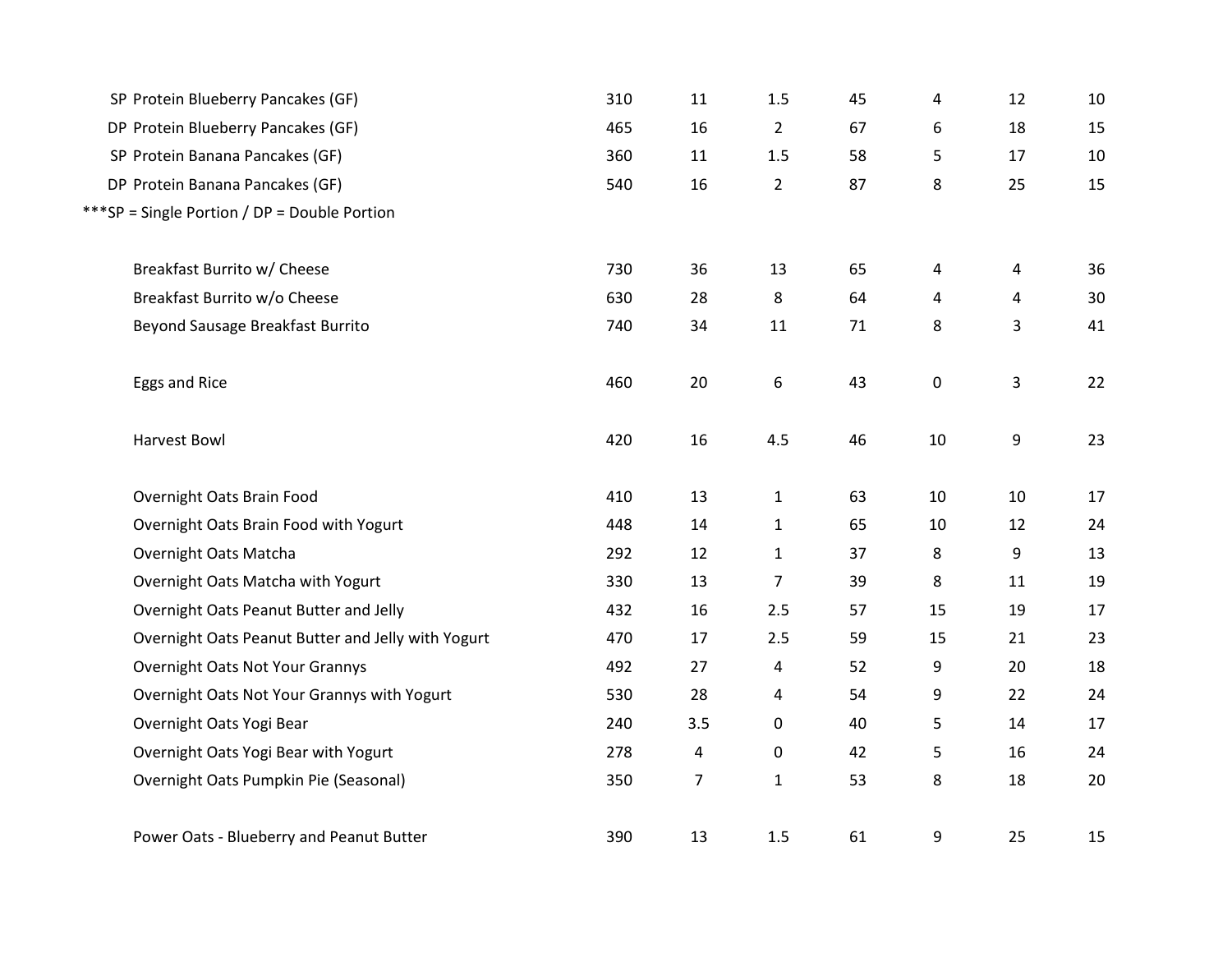| | | | | | | |
|---|---|---|---|---|---|---|
| SP Protein Blueberry Pancakes (GF) | 310 | 11 | 1.5 | 45 | 4 | 12 | 10 |
| DP Protein Blueberry Pancakes (GF) | 465 | 16 | 2 | 67 | 6 | 18 | 15 |
| SP Protein Banana Pancakes (GF) | 360 | 11 | 1.5 | 58 | 5 | 17 | 10 |
| DP Protein Banana Pancakes (GF) | 540 | 16 | 2 | 87 | 8 | 25 | 15 |
| ***SP = Single Portion / DP = Double Portion | | | | | | | |
| | | | | | | | |
| Breakfast Burrito w/ Cheese | 730 | 36 | 13 | 65 | 4 | 4 | 36 |
| Breakfast Burrito w/o Cheese | 630 | 28 | 8 | 64 | 4 | 4 | 30 |
| Beyond Sausage Breakfast Burrito | 740 | 34 | 11 | 71 | 8 | 3 | 41 |
| | | | | | | | |
| Eggs and Rice | 460 | 20 | 6 | 43 | 0 | 3 | 22 |
| | | | | | | | |
| Harvest Bowl | 420 | 16 | 4.5 | 46 | 10 | 9 | 23 |
| | | | | | | | |
| Overnight Oats Brain Food | 410 | 13 | 1 | 63 | 10 | 10 | 17 |
| Overnight Oats Brain Food with Yogurt | 448 | 14 | 1 | 65 | 10 | 12 | 24 |
| Overnight Oats Matcha | 292 | 12 | 1 | 37 | 8 | 9 | 13 |
| Overnight Oats Matcha with Yogurt | 330 | 13 | 7 | 39 | 8 | 11 | 19 |
| Overnight Oats Peanut Butter and Jelly | 432 | 16 | 2.5 | 57 | 15 | 19 | 17 |
| Overnight Oats Peanut Butter and Jelly with Yogurt | 470 | 17 | 2.5 | 59 | 15 | 21 | 23 |
| Overnight Oats Not Your Grannys | 492 | 27 | 4 | 52 | 9 | 20 | 18 |
| Overnight Oats Not Your Grannys with Yogurt | 530 | 28 | 4 | 54 | 9 | 22 | 24 |
| Overnight Oats Yogi Bear | 240 | 3.5 | 0 | 40 | 5 | 14 | 17 |
| Overnight Oats Yogi Bear with Yogurt | 278 | 4 | 0 | 42 | 5 | 16 | 24 |
| Overnight Oats Pumpkin Pie (Seasonal) | 350 | 7 | 1 | 53 | 8 | 18 | 20 |
| | | | | | | | |
| Power Oats - Blueberry and Peanut Butter | 390 | 13 | 1.5 | 61 | 9 | 25 | 15 |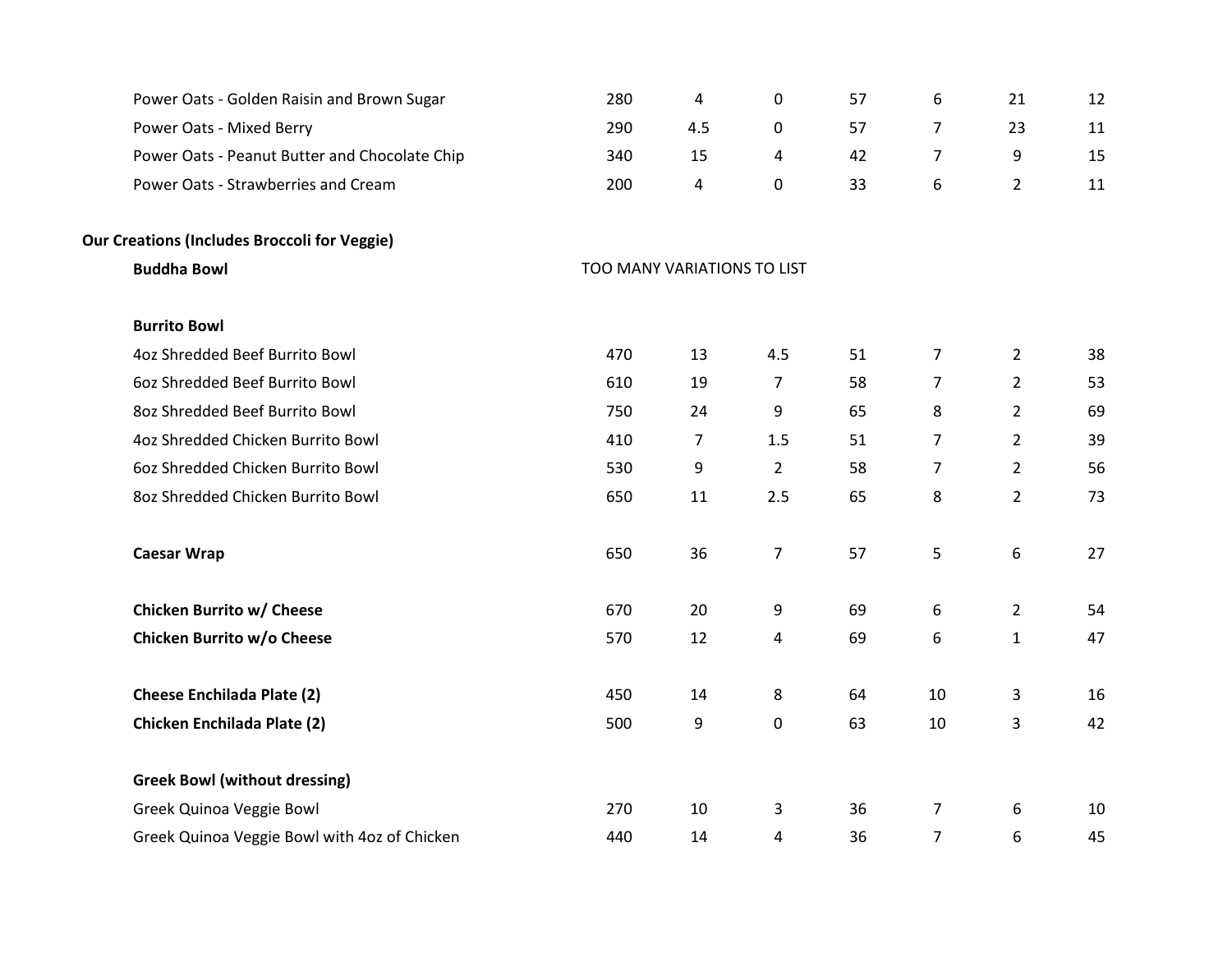| | | | | | | | |
|---|---|---|---|---|---|---|---|
| Power Oats - Golden Raisin and Brown Sugar | 280 | 4 | 0 | 57 | 6 | 21 | 12 |
| Power Oats - Mixed Berry | 290 | 4.5 | 0 | 57 | 7 | 23 | 11 |
| Power Oats - Peanut Butter and Chocolate Chip | 340 | 15 | 4 | 42 | 7 | 9 | 15 |
| Power Oats - Strawberries and Cream | 200 | 4 | 0 | 33 | 6 | 2 | 11 |

**Our Creations (Includes Broccoli for Veggie)**

| | | | | | | | |
|---|---|---|---|---|---|---|---|
| **Buddha Bowl** | TOO MANY VARIATIONS TO LIST | | | | | | |
| | | | | | | | |
| **Burrito Bowl** | | | | | | | |
| 4oz Shredded Beef Burrito Bowl | 470 | 13 | 4.5 | 51 | 7 | 2 | 38 |
| 6oz Shredded Beef Burrito Bowl | 610 | 19 | 7 | 58 | 7 | 2 | 53 |
| 8oz Shredded Beef Burrito Bowl | 750 | 24 | 9 | 65 | 8 | 2 | 69 |
| 4oz Shredded Chicken Burrito Bowl | 410 | 7 | 1.5 | 51 | 7 | 2 | 39 |
| 6oz Shredded Chicken Burrito Bowl | 530 | 9 | 2 | 58 | 7 | 2 | 56 |
| 8oz Shredded Chicken Burrito Bowl | 650 | 11 | 2.5 | 65 | 8 | 2 | 73 |
| | | | | | | | |
| **Caesar Wrap** | 650 | 36 | 7 | 57 | 5 | 6 | 27 |
| | | | | | | | |
| **Chicken Burrito w/ Cheese** | 670 | 20 | 9 | 69 | 6 | 2 | 54 |
| **Chicken Burrito w/o Cheese** | 570 | 12 | 4 | 69 | 6 | 1 | 47 |
| | | | | | | | |
| **Cheese Enchilada Plate (2)** | 450 | 14 | 8 | 64 | 10 | 3 | 16 |
| **Chicken Enchilada Plate (2)** | 500 | 9 | 0 | 63 | 10 | 3 | 42 |
| | | | | | | | |
| **Greek Bowl (without dressing)** | | | | | | | |
| Greek Quinoa Veggie Bowl | 270 | 10 | 3 | 36 | 7 | 6 | 10 |
| Greek Quinoa Veggie Bowl with 4oz of Chicken | 440 | 14 | 4 | 36 | 7 | 6 | 45 |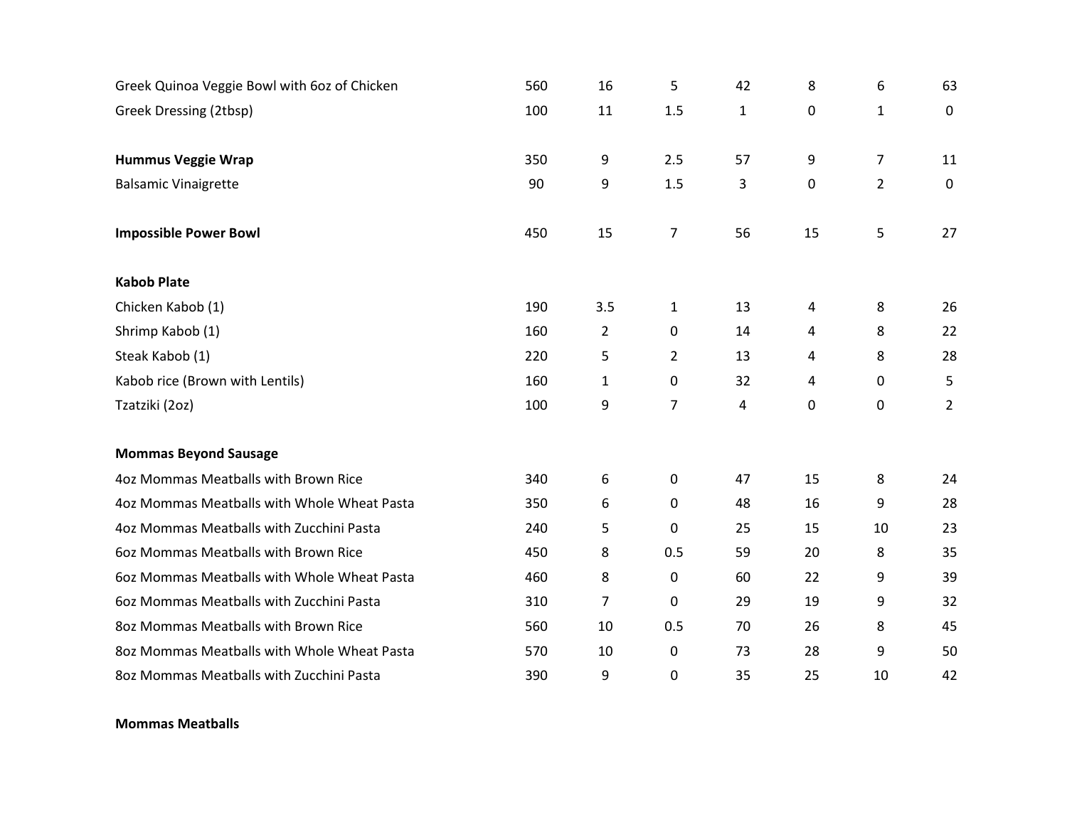| | | | | | | | |
|---|---|---|---|---|---|---|---|
| Greek Quinoa Veggie Bowl with 6oz of Chicken | 560 | 16 | 5 | 42 | 8 | 6 | 63 |
| Greek Dressing (2tbsp) | 100 | 11 | 1.5 | 1 | 0 | 1 | 0 |
| | | | | | | | |
| **Hummus Veggie Wrap** | 350 | 9 | 2.5 | 57 | 9 | 7 | 11 |
| Balsamic Vinaigrette | 90 | 9 | 1.5 | 3 | 0 | 2 | 0 |
| | | | | | | | |
| **Impossible Power Bowl** | 450 | 15 | 7 | 56 | 15 | 5 | 27 |
| | | | | | | | |
| **Kabob Plate** | | | | | | | |
| Chicken Kabob (1) | 190 | 3.5 | 1 | 13 | 4 | 8 | 26 |
| Shrimp Kabob (1) | 160 | 2 | 0 | 14 | 4 | 8 | 22 |
| Steak Kabob (1) | 220 | 5 | 2 | 13 | 4 | 8 | 28 |
| Kabob rice (Brown with Lentils) | 160 | 1 | 0 | 32 | 4 | 0 | 5 |
| Tzatziki (2oz) | 100 | 9 | 7 | 4 | 0 | 0 | 2 |
| | | | | | | | |
| **Mommas Beyond Sausage** | | | | | | | |
| 4oz Mommas Meatballs with Brown Rice | 340 | 6 | 0 | 47 | 15 | 8 | 24 |
| 4oz Mommas Meatballs with Whole Wheat Pasta | 350 | 6 | 0 | 48 | 16 | 9 | 28 |
| 4oz Mommas Meatballs with Zucchini Pasta | 240 | 5 | 0 | 25 | 15 | 10 | 23 |
| 6oz Mommas Meatballs with Brown Rice | 450 | 8 | 0.5 | 59 | 20 | 8 | 35 |
| 6oz Mommas Meatballs with Whole Wheat Pasta | 460 | 8 | 0 | 60 | 22 | 9 | 39 |
| 6oz Mommas Meatballs with Zucchini Pasta | 310 | 7 | 0 | 29 | 19 | 9 | 32 |
| 8oz Mommas Meatballs with Brown Rice | 560 | 10 | 0.5 | 70 | 26 | 8 | 45 |
| 8oz Mommas Meatballs with Whole Wheat Pasta | 570 | 10 | 0 | 73 | 28 | 9 | 50 |
| 8oz Mommas Meatballs with Zucchini Pasta | 390 | 9 | 0 | 35 | 25 | 10 | 42 |
| | | | | | | | |
| **Mommas Meatballs** | | | | | | | |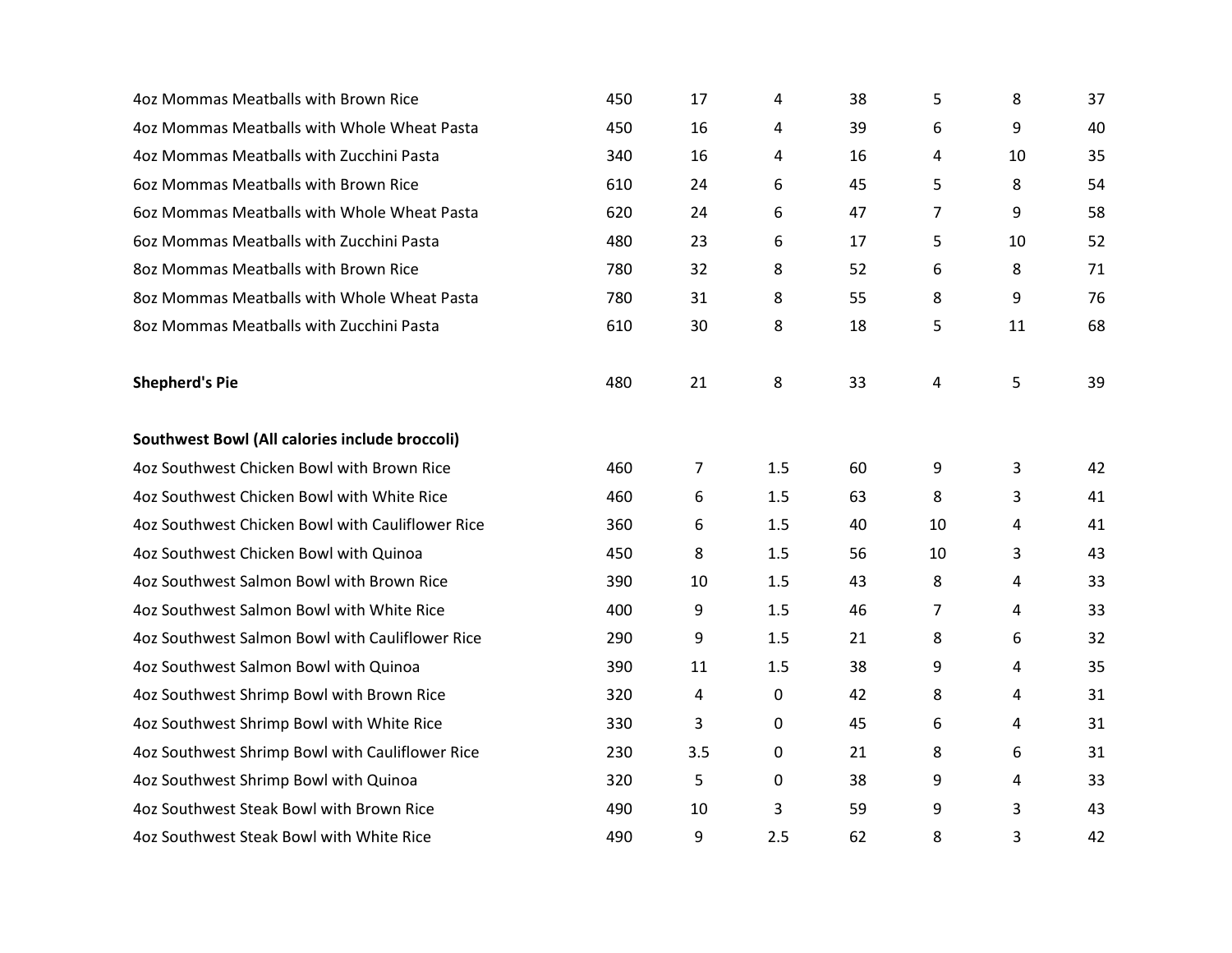| | | | | | | | |
|---|---|---|---|---|---|---|---|
| 4oz Mommas Meatballs with Brown Rice | 450 | 17 | 4 | 38 | 5 | 8 | 37 |
| 4oz Mommas Meatballs with Whole Wheat Pasta | 450 | 16 | 4 | 39 | 6 | 9 | 40 |
| 4oz Mommas Meatballs with Zucchini Pasta | 340 | 16 | 4 | 16 | 4 | 10 | 35 |
| 6oz Mommas Meatballs with Brown Rice | 610 | 24 | 6 | 45 | 5 | 8 | 54 |
| 6oz Mommas Meatballs with Whole Wheat Pasta | 620 | 24 | 6 | 47 | 7 | 9 | 58 |
| 6oz Mommas Meatballs with Zucchini Pasta | 480 | 23 | 6 | 17 | 5 | 10 | 52 |
| 8oz Mommas Meatballs with Brown Rice | 780 | 32 | 8 | 52 | 6 | 8 | 71 |
| 8oz Mommas Meatballs with Whole Wheat Pasta | 780 | 31 | 8 | 55 | 8 | 9 | 76 |
| 8oz Mommas Meatballs with Zucchini Pasta | 610 | 30 | 8 | 18 | 5 | 11 | 68 |
| | | | | | | | |
| **Shepherd's Pie** | 480 | 21 | 8 | 33 | 4 | 5 | 39 |
| | | | | | | | |
| **Southwest Bowl (All calories include broccoli)** | | | | | | | |
| 4oz Southwest Chicken Bowl with Brown Rice | 460 | 7 | 1.5 | 60 | 9 | 3 | 42 |
| 4oz Southwest Chicken Bowl with White Rice | 460 | 6 | 1.5 | 63 | 8 | 3 | 41 |
| 4oz Southwest Chicken Bowl with Cauliflower Rice | 360 | 6 | 1.5 | 40 | 10 | 4 | 41 |
| 4oz Southwest Chicken Bowl with Quinoa | 450 | 8 | 1.5 | 56 | 10 | 3 | 43 |
| 4oz Southwest Salmon Bowl with Brown Rice | 390 | 10 | 1.5 | 43 | 8 | 4 | 33 |
| 4oz Southwest Salmon Bowl with White Rice | 400 | 9 | 1.5 | 46 | 7 | 4 | 33 |
| 4oz Southwest Salmon Bowl with Cauliflower Rice | 290 | 9 | 1.5 | 21 | 8 | 6 | 32 |
| 4oz Southwest Salmon Bowl with Quinoa | 390 | 11 | 1.5 | 38 | 9 | 4 | 35 |
| 4oz Southwest Shrimp Bowl with Brown Rice | 320 | 4 | 0 | 42 | 8 | 4 | 31 |
| 4oz Southwest Shrimp Bowl with White Rice | 330 | 3 | 0 | 45 | 6 | 4 | 31 |
| 4oz Southwest Shrimp Bowl with Cauliflower Rice | 230 | 3.5 | 0 | 21 | 8 | 6 | 31 |
| 4oz Southwest Shrimp Bowl with Quinoa | 320 | 5 | 0 | 38 | 9 | 4 | 33 |
| 4oz Southwest Steak Bowl with Brown Rice | 490 | 10 | 3 | 59 | 9 | 3 | 43 |
| 4oz Southwest Steak Bowl with White Rice | 490 | 9 | 2.5 | 62 | 8 | 3 | 42 |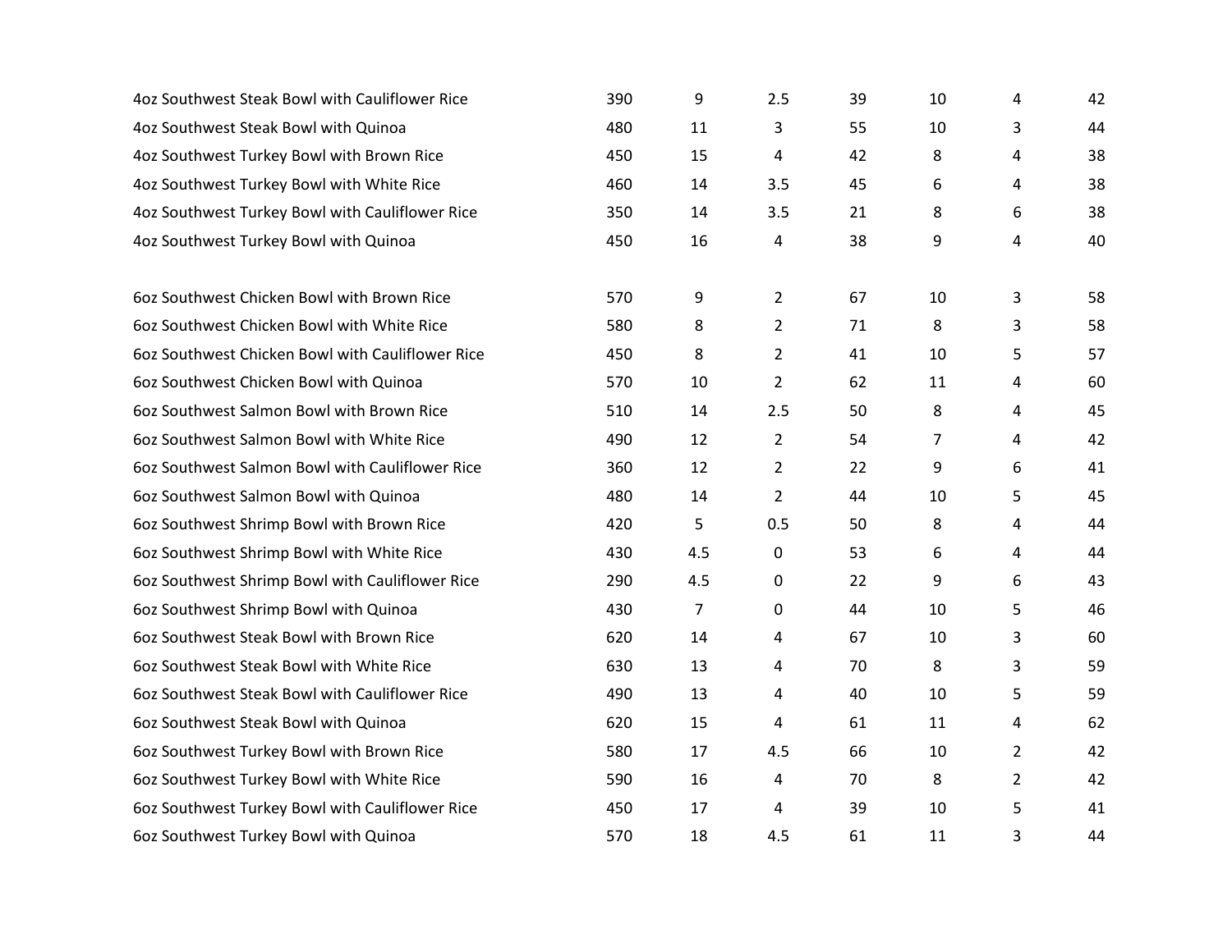| | | | | | | | |
|---|---|---|---|---|---|---|---|
| 4oz Southwest Steak Bowl with Cauliflower Rice | 390 | 9 | 2.5 | 39 | 10 | 4 | 42 |
| 4oz Southwest Steak Bowl with Quinoa | 480 | 11 | 3 | 55 | 10 | 3 | 44 |
| 4oz Southwest Turkey Bowl with Brown Rice | 450 | 15 | 4 | 42 | 8 | 4 | 38 |
| 4oz Southwest Turkey Bowl with White Rice | 460 | 14 | 3.5 | 45 | 6 | 4 | 38 |
| 4oz Southwest Turkey Bowl with Cauliflower Rice | 350 | 14 | 3.5 | 21 | 8 | 6 | 38 |
| 4oz Southwest Turkey Bowl with Quinoa | 450 | 16 | 4 | 38 | 9 | 4 | 40 |
| | | | | | | | |
| 6oz Southwest Chicken Bowl with Brown Rice | 570 | 9 | 2 | 67 | 10 | 3 | 58 |
| 6oz Southwest Chicken Bowl with White Rice | 580 | 8 | 2 | 71 | 8 | 3 | 58 |
| 6oz Southwest Chicken Bowl with Cauliflower Rice | 450 | 8 | 2 | 41 | 10 | 5 | 57 |
| 6oz Southwest Chicken Bowl with Quinoa | 570 | 10 | 2 | 62 | 11 | 4 | 60 |
| 6oz Southwest Salmon Bowl with Brown Rice | 510 | 14 | 2.5 | 50 | 8 | 4 | 45 |
| 6oz Southwest Salmon Bowl with White Rice | 490 | 12 | 2 | 54 | 7 | 4 | 42 |
| 6oz Southwest Salmon Bowl with Cauliflower Rice | 360 | 12 | 2 | 22 | 9 | 6 | 41 |
| 6oz Southwest Salmon Bowl with Quinoa | 480 | 14 | 2 | 44 | 10 | 5 | 45 |
| 6oz Southwest Shrimp Bowl with Brown Rice | 420 | 5 | 0.5 | 50 | 8 | 4 | 44 |
| 6oz Southwest Shrimp Bowl with White Rice | 430 | 4.5 | 0 | 53 | 6 | 4 | 44 |
| 6oz Southwest Shrimp Bowl with Cauliflower Rice | 290 | 4.5 | 0 | 22 | 9 | 6 | 43 |
| 6oz Southwest Shrimp Bowl with Quinoa | 430 | 7 | 0 | 44 | 10 | 5 | 46 |
| 6oz Southwest Steak Bowl with Brown Rice | 620 | 14 | 4 | 67 | 10 | 3 | 60 |
| 6oz Southwest Steak Bowl with White Rice | 630 | 13 | 4 | 70 | 8 | 3 | 59 |
| 6oz Southwest Steak Bowl with Cauliflower Rice | 490 | 13 | 4 | 40 | 10 | 5 | 59 |
| 6oz Southwest Steak Bowl with Quinoa | 620 | 15 | 4 | 61 | 11 | 4 | 62 |
| 6oz Southwest Turkey Bowl with Brown Rice | 580 | 17 | 4.5 | 66 | 10 | 2 | 42 |
| 6oz Southwest Turkey Bowl with White Rice | 590 | 16 | 4 | 70 | 8 | 2 | 42 |
| 6oz Southwest Turkey Bowl with Cauliflower Rice | 450 | 17 | 4 | 39 | 10 | 5 | 41 |
| 6oz Southwest Turkey Bowl with Quinoa | 570 | 18 | 4.5 | 61 | 11 | 3 | 44 |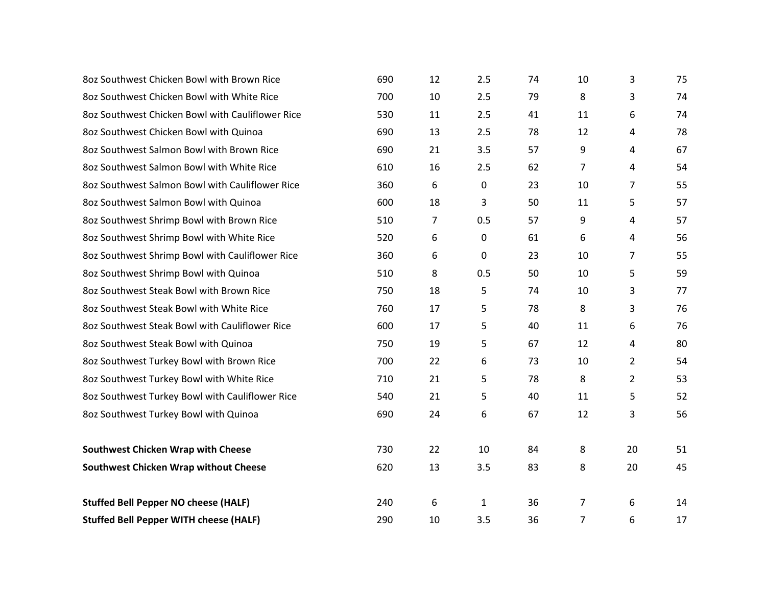| | | | | | | | |
|---|---|---|---|---|---|---|---|
| 8oz Southwest Chicken Bowl with Brown Rice | 690 | 12 | 2.5 | 74 | 10 | 3 | 75 |
| 8oz Southwest Chicken Bowl with White Rice | 700 | 10 | 2.5 | 79 | 8 | 3 | 74 |
| 8oz Southwest Chicken Bowl with Cauliflower Rice | 530 | 11 | 2.5 | 41 | 11 | 6 | 74 |
| 8oz Southwest Chicken Bowl with Quinoa | 690 | 13 | 2.5 | 78 | 12 | 4 | 78 |
| 8oz Southwest Salmon Bowl with Brown Rice | 690 | 21 | 3.5 | 57 | 9 | 4 | 67 |
| 8oz Southwest Salmon Bowl with White Rice | 610 | 16 | 2.5 | 62 | 7 | 4 | 54 |
| 8oz Southwest Salmon Bowl with Cauliflower Rice | 360 | 6 | 0 | 23 | 10 | 7 | 55 |
| 8oz Southwest Salmon Bowl with Quinoa | 600 | 18 | 3 | 50 | 11 | 5 | 57 |
| 8oz Southwest Shrimp Bowl with Brown Rice | 510 | 7 | 0.5 | 57 | 9 | 4 | 57 |
| 8oz Southwest Shrimp Bowl with White Rice | 520 | 6 | 0 | 61 | 6 | 4 | 56 |
| 8oz Southwest Shrimp Bowl with Cauliflower Rice | 360 | 6 | 0 | 23 | 10 | 7 | 55 |
| 8oz Southwest Shrimp Bowl with Quinoa | 510 | 8 | 0.5 | 50 | 10 | 5 | 59 |
| 8oz Southwest Steak Bowl with Brown Rice | 750 | 18 | 5 | 74 | 10 | 3 | 77 |
| 8oz Southwest Steak Bowl with White Rice | 760 | 17 | 5 | 78 | 8 | 3 | 76 |
| 8oz Southwest Steak Bowl with Cauliflower Rice | 600 | 17 | 5 | 40 | 11 | 6 | 76 |
| 8oz Southwest Steak Bowl with Quinoa | 750 | 19 | 5 | 67 | 12 | 4 | 80 |
| 8oz Southwest Turkey Bowl with Brown Rice | 700 | 22 | 6 | 73 | 10 | 2 | 54 |
| 8oz Southwest Turkey Bowl with White Rice | 710 | 21 | 5 | 78 | 8 | 2 | 53 |
| 8oz Southwest Turkey Bowl with Cauliflower Rice | 540 | 21 | 5 | 40 | 11 | 5 | 52 |
| 8oz Southwest Turkey Bowl with Quinoa | 690 | 24 | 6 | 67 | 12 | 3 | 56 |
| | | | | | | | |
| **Southwest Chicken Wrap with Cheese** | 730 | 22 | 10 | 84 | 8 | 20 | 51 |
| **Southwest Chicken Wrap without Cheese** | 620 | 13 | 3.5 | 83 | 8 | 20 | 45 |
| | | | | | | | |
| **Stuffed Bell Pepper NO cheese (HALF)** | 240 | 6 | 1 | 36 | 7 | 6 | 14 |
| **Stuffed Bell Pepper WITH cheese (HALF)** | 290 | 10 | 3.5 | 36 | 7 | 6 | 17 |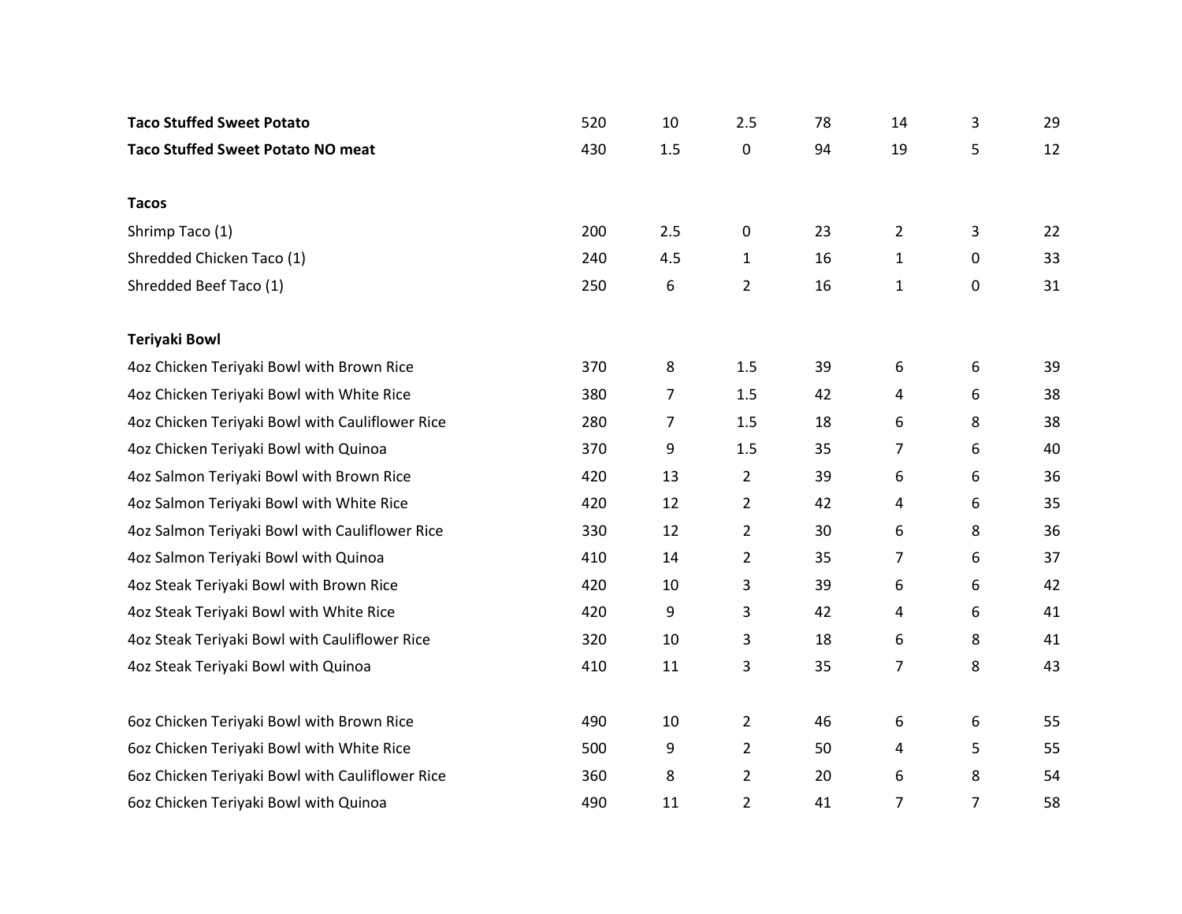| | | | | | | | |
|---|---|---|---|---|---|---|---|
| **Taco Stuffed Sweet Potato** | 520 | 10 | 2.5 | 78 | 14 | 3 | 29 |
| **Taco Stuffed Sweet Potato NO meat** | 430 | 1.5 | 0 | 94 | 19 | 5 | 12 |
| | | | | | | | |
| **Tacos** | | | | | | | |
| Shrimp Taco (1) | 200 | 2.5 | 0 | 23 | 2 | 3 | 22 |
| Shredded Chicken Taco (1) | 240 | 4.5 | 1 | 16 | 1 | 0 | 33 |
| Shredded Beef Taco (1) | 250 | 6 | 2 | 16 | 1 | 0 | 31 |
| | | | | | | | |
| **Teriyaki Bowl** | | | | | | | |
| 4oz Chicken Teriyaki Bowl with Brown Rice | 370 | 8 | 1.5 | 39 | 6 | 6 | 39 |
| 4oz Chicken Teriyaki Bowl with White Rice | 380 | 7 | 1.5 | 42 | 4 | 6 | 38 |
| 4oz Chicken Teriyaki Bowl with Cauliflower Rice | 280 | 7 | 1.5 | 18 | 6 | 8 | 38 |
| 4oz Chicken Teriyaki Bowl with Quinoa | 370 | 9 | 1.5 | 35 | 7 | 6 | 40 |
| 4oz Salmon Teriyaki Bowl with Brown Rice | 420 | 13 | 2 | 39 | 6 | 6 | 36 |
| 4oz Salmon Teriyaki Bowl with White Rice | 420 | 12 | 2 | 42 | 4 | 6 | 35 |
| 4oz Salmon Teriyaki Bowl with Cauliflower Rice | 330 | 12 | 2 | 30 | 6 | 8 | 36 |
| 4oz Salmon Teriyaki Bowl with Quinoa | 410 | 14 | 2 | 35 | 7 | 6 | 37 |
| 4oz Steak Teriyaki Bowl with Brown Rice | 420 | 10 | 3 | 39 | 6 | 6 | 42 |
| 4oz Steak Teriyaki Bowl with White Rice | 420 | 9 | 3 | 42 | 4 | 6 | 41 |
| 4oz Steak Teriyaki Bowl with Cauliflower Rice | 320 | 10 | 3 | 18 | 6 | 8 | 41 |
| 4oz Steak Teriyaki Bowl with Quinoa | 410 | 11 | 3 | 35 | 7 | 8 | 43 |
| | | | | | | | |
| 6oz Chicken Teriyaki Bowl with Brown Rice | 490 | 10 | 2 | 46 | 6 | 6 | 55 |
| 6oz Chicken Teriyaki Bowl with White Rice | 500 | 9 | 2 | 50 | 4 | 5 | 55 |
| 6oz Chicken Teriyaki Bowl with Cauliflower Rice | 360 | 8 | 2 | 20 | 6 | 8 | 54 |
| 6oz Chicken Teriyaki Bowl with Quinoa | 490 | 11 | 2 | 41 | 7 | 7 | 58 |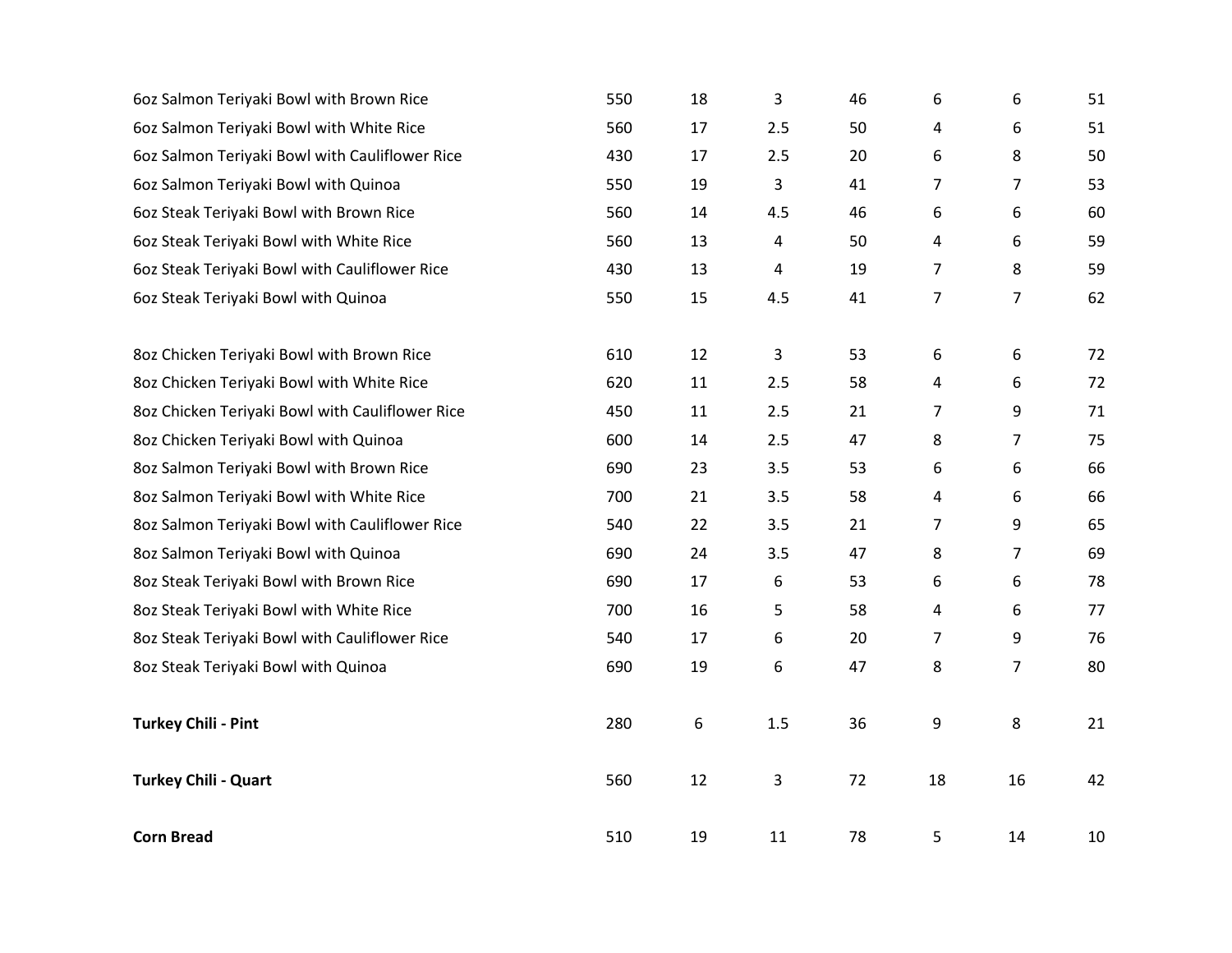| | | | | | | | |
|---|---|---|---|---|---|---|---|
| 6oz Salmon Teriyaki Bowl with Brown Rice | 550 | 18 | 3 | 46 | 6 | 6 | 51 |
| 6oz Salmon Teriyaki Bowl with White Rice | 560 | 17 | 2.5 | 50 | 4 | 6 | 51 |
| 6oz Salmon Teriyaki Bowl with Cauliflower Rice | 430 | 17 | 2.5 | 20 | 6 | 8 | 50 |
| 6oz Salmon Teriyaki Bowl with Quinoa | 550 | 19 | 3 | 41 | 7 | 7 | 53 |
| 6oz Steak Teriyaki Bowl with Brown Rice | 560 | 14 | 4.5 | 46 | 6 | 6 | 60 |
| 6oz Steak Teriyaki Bowl with White Rice | 560 | 13 | 4 | 50 | 4 | 6 | 59 |
| 6oz Steak Teriyaki Bowl with Cauliflower Rice | 430 | 13 | 4 | 19 | 7 | 8 | 59 |
| 6oz Steak Teriyaki Bowl with Quinoa | 550 | 15 | 4.5 | 41 | 7 | 7 | 62 |
| | | | | | | | |
| 8oz Chicken Teriyaki Bowl with Brown Rice | 610 | 12 | 3 | 53 | 6 | 6 | 72 |
| 8oz Chicken Teriyaki Bowl with White Rice | 620 | 11 | 2.5 | 58 | 4 | 6 | 72 |
| 8oz Chicken Teriyaki Bowl with Cauliflower Rice | 450 | 11 | 2.5 | 21 | 7 | 9 | 71 |
| 8oz Chicken Teriyaki Bowl with Quinoa | 600 | 14 | 2.5 | 47 | 8 | 7 | 75 |
| 8oz Salmon Teriyaki Bowl with Brown Rice | 690 | 23 | 3.5 | 53 | 6 | 6 | 66 |
| 8oz Salmon Teriyaki Bowl with White Rice | 700 | 21 | 3.5 | 58 | 4 | 6 | 66 |
| 8oz Salmon Teriyaki Bowl with Cauliflower Rice | 540 | 22 | 3.5 | 21 | 7 | 9 | 65 |
| 8oz Salmon Teriyaki Bowl with Quinoa | 690 | 24 | 3.5 | 47 | 8 | 7 | 69 |
| 8oz Steak Teriyaki Bowl with Brown Rice | 690 | 17 | 6 | 53 | 6 | 6 | 78 |
| 8oz Steak Teriyaki Bowl with White Rice | 700 | 16 | 5 | 58 | 4 | 6 | 77 |
| 8oz Steak Teriyaki Bowl with Cauliflower Rice | 540 | 17 | 6 | 20 | 7 | 9 | 76 |
| 8oz Steak Teriyaki Bowl with Quinoa | 690 | 19 | 6 | 47 | 8 | 7 | 80 |
| | | | | | | | |
| **Turkey Chili - Pint** | 280 | 6 | 1.5 | 36 | 9 | 8 | 21 |
| | | | | | | | |
| **Turkey Chili - Quart** | 560 | 12 | 3 | 72 | 18 | 16 | 42 |
| | | | | | | | |
| **Corn Bread** | 510 | 19 | 11 | 78 | 5 | 14 | 10 |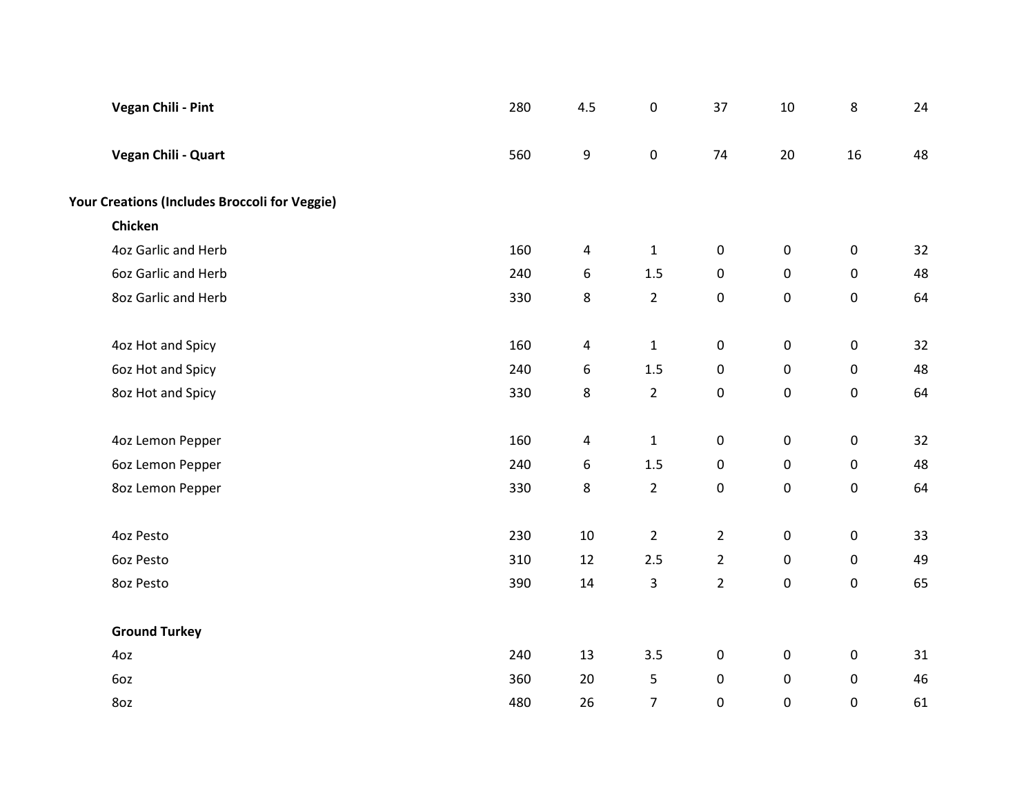| | | | | | | | |
|---|---|---|---|---|---|---|---|
| **Vegan Chili - Pint** | 280 | 4.5 | 0 | 37 | 10 | 8 | 24 |
| **Vegan Chili - Quart** | 560 | 9 | 0 | 74 | 20 | 16 | 48 |
| **Your Creations (Includes Broccoli for Veggie)** | | | | | | | |
| **Chicken** | | | | | | | |
| 4oz Garlic and Herb | 160 | 4 | 1 | 0 | 0 | 0 | 32 |
| 6oz Garlic and Herb | 240 | 6 | 1.5 | 0 | 0 | 0 | 48 |
| 8oz Garlic and Herb | 330 | 8 | 2 | 0 | 0 | 0 | 64 |
| 4oz Hot and Spicy | 160 | 4 | 1 | 0 | 0 | 0 | 32 |
| 6oz Hot and Spicy | 240 | 6 | 1.5 | 0 | 0 | 0 | 48 |
| 8oz Hot and Spicy | 330 | 8 | 2 | 0 | 0 | 0 | 64 |
| 4oz Lemon Pepper | 160 | 4 | 1 | 0 | 0 | 0 | 32 |
| 6oz Lemon Pepper | 240 | 6 | 1.5 | 0 | 0 | 0 | 48 |
| 8oz Lemon Pepper | 330 | 8 | 2 | 0 | 0 | 0 | 64 |
| 4oz Pesto | 230 | 10 | 2 | 2 | 0 | 0 | 33 |
| 6oz Pesto | 310 | 12 | 2.5 | 2 | 0 | 0 | 49 |
| 8oz Pesto | 390 | 14 | 3 | 2 | 0 | 0 | 65 |
| **Ground Turkey** | | | | | | | |
| 4oz | 240 | 13 | 3.5 | 0 | 0 | 0 | 31 |
| 6oz | 360 | 20 | 5 | 0 | 0 | 0 | 46 |
| 8oz | 480 | 26 | 7 | 0 | 0 | 0 | 61 |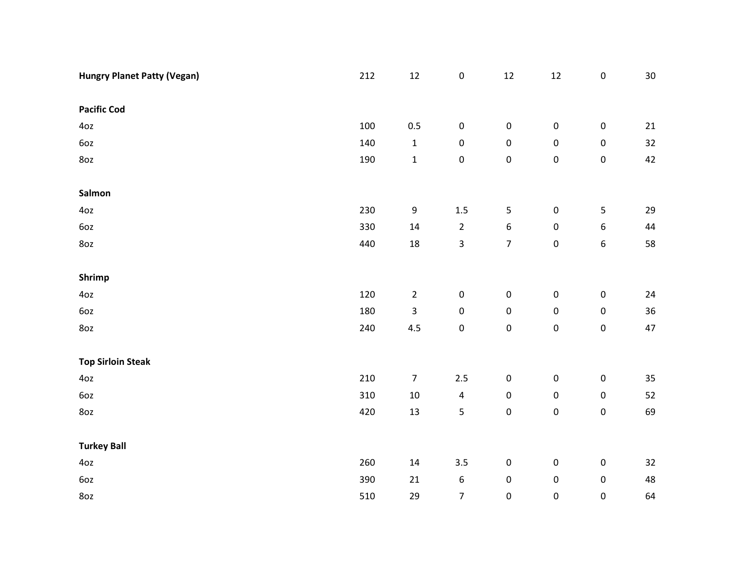| | | | | | | | |
|---|---|---|---|---|---|---|---|
| **Hungry Planet Patty (Vegan)** | 212 | 12 | 0 | 12 | 12 | 0 | 30 |
| | | | | | | | |
| **Pacific Cod** | | | | | | | |
| 4oz | 100 | 0.5 | 0 | 0 | 0 | 0 | 21 |
| 6oz | 140 | 1 | 0 | 0 | 0 | 0 | 32 |
| 8oz | 190 | 1 | 0 | 0 | 0 | 0 | 42 |
| | | | | | | | |
| **Salmon** | | | | | | | |
| 4oz | 230 | 9 | 1.5 | 5 | 0 | 5 | 29 |
| 6oz | 330 | 14 | 2 | 6 | 0 | 6 | 44 |
| 8oz | 440 | 18 | 3 | 7 | 0 | 6 | 58 |
| | | | | | | | |
| **Shrimp** | | | | | | | |
| 4oz | 120 | 2 | 0 | 0 | 0 | 0 | 24 |
| 6oz | 180 | 3 | 0 | 0 | 0 | 0 | 36 |
| 8oz | 240 | 4.5 | 0 | 0 | 0 | 0 | 47 |
| | | | | | | | |
| **Top Sirloin Steak** | | | | | | | |
| 4oz | 210 | 7 | 2.5 | 0 | 0 | 0 | 35 |
| 6oz | 310 | 10 | 4 | 0 | 0 | 0 | 52 |
| 8oz | 420 | 13 | 5 | 0 | 0 | 0 | 69 |
| | | | | | | | |
| **Turkey Ball** | | | | | | | |
| 4oz | 260 | 14 | 3.5 | 0 | 0 | 0 | 32 |
| 6oz | 390 | 21 | 6 | 0 | 0 | 0 | 48 |
| 8oz | 510 | 29 | 7 | 0 | 0 | 0 | 64 |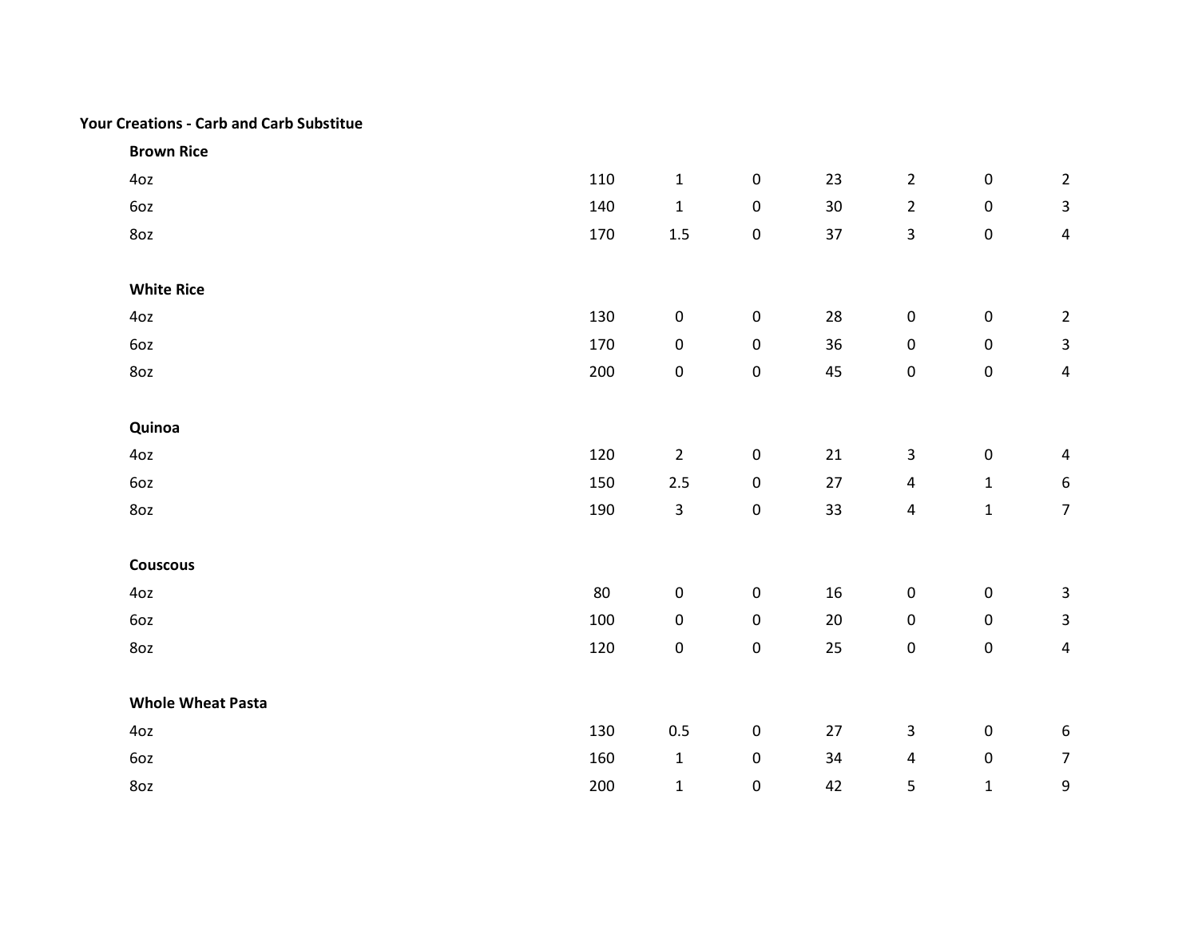**Your Creations - Carb and Carb Substitue**

| | | | | | | | |
|---|---|---|---|---|---|---|---|
| **Brown Rice** | | | | | | | |
| 4oz | 110 | 1 | 0 | 23 | 2 | 0 | 2 |
| 6oz | 140 | 1 | 0 | 30 | 2 | 0 | 3 |
| 8oz | 170 | 1.5 | 0 | 37 | 3 | 0 | 4 |
| | | | | | | | |
| **White Rice** | | | | | | | |
| 4oz | 130 | 0 | 0 | 28 | 0 | 0 | 2 |
| 6oz | 170 | 0 | 0 | 36 | 0 | 0 | 3 |
| 8oz | 200 | 0 | 0 | 45 | 0 | 0 | 4 |
| | | | | | | | |
| **Quinoa** | | | | | | | |
| 4oz | 120 | 2 | 0 | 21 | 3 | 0 | 4 |
| 6oz | 150 | 2.5 | 0 | 27 | 4 | 1 | 6 |
| 8oz | 190 | 3 | 0 | 33 | 4 | 1 | 7 |
| | | | | | | | |
| **Couscous** | | | | | | | |
| 4oz | 80 | 0 | 0 | 16 | 0 | 0 | 3 |
| 6oz | 100 | 0 | 0 | 20 | 0 | 0 | 3 |
| 8oz | 120 | 0 | 0 | 25 | 0 | 0 | 4 |
| | | | | | | | |
| **Whole Wheat Pasta** | | | | | | | |
| 4oz | 130 | 0.5 | 0 | 27 | 3 | 0 | 6 |
| 6oz | 160 | 1 | 0 | 34 | 4 | 0 | 7 |
| 8oz | 200 | 1 | 0 | 42 | 5 | 1 | 9 |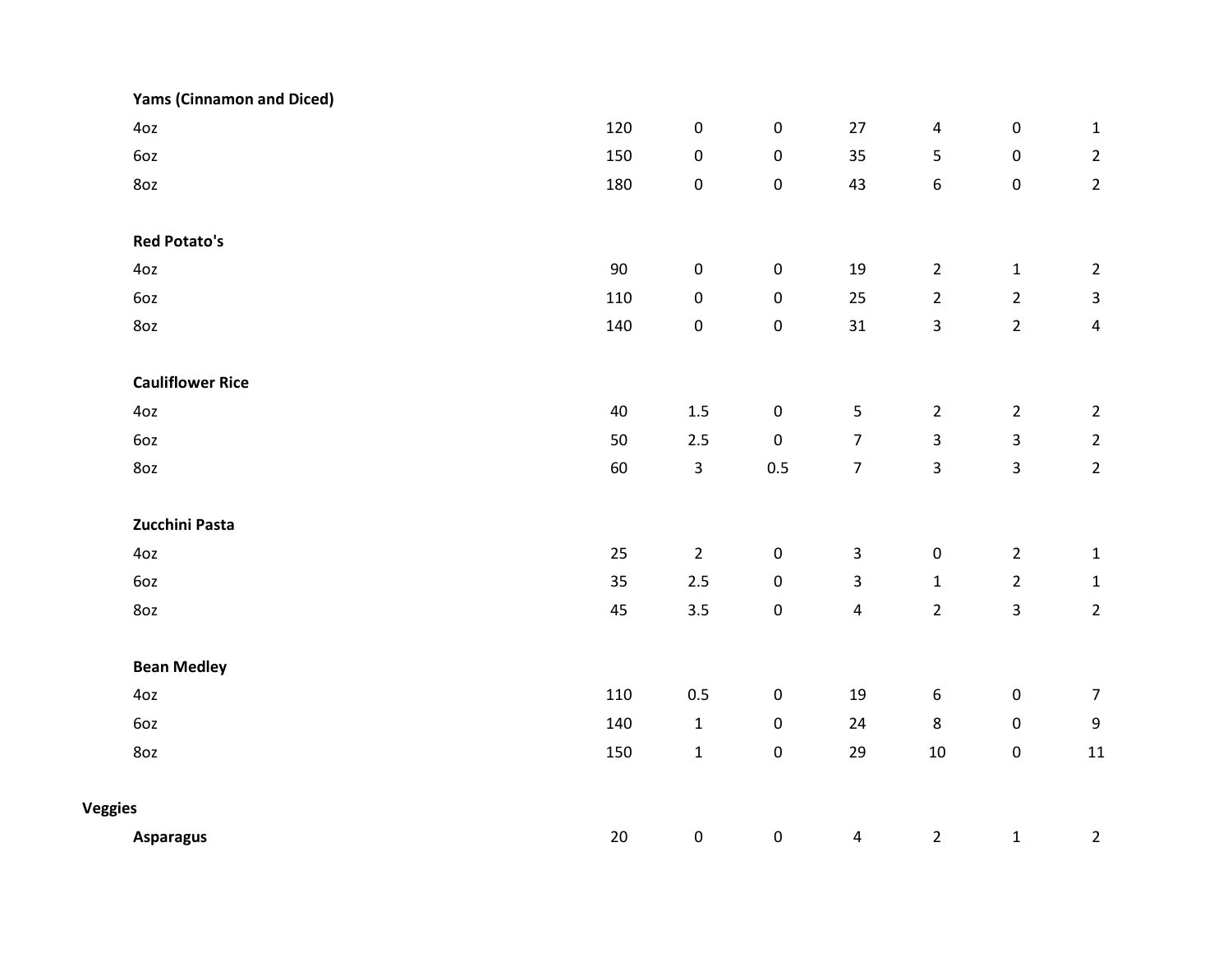| | | | | | | | |
|---|---|---|---|---|---|---|---|
| **Yams (Cinnamon and Diced)** | | | | | | | |
| 4oz | 120 | 0 | 0 | 27 | 4 | 0 | 1 |
| 6oz | 150 | 0 | 0 | 35 | 5 | 0 | 2 |
| 8oz | 180 | 0 | 0 | 43 | 6 | 0 | 2 |
| | | | | | | | |
| **Red Potato's** | | | | | | | |
| 4oz | 90 | 0 | 0 | 19 | 2 | 1 | 2 |
| 6oz | 110 | 0 | 0 | 25 | 2 | 2 | 3 |
| 8oz | 140 | 0 | 0 | 31 | 3 | 2 | 4 |
| | | | | | | | |
| **Cauliflower Rice** | | | | | | | |
| 4oz | 40 | 1.5 | 0 | 5 | 2 | 2 | 2 |
| 6oz | 50 | 2.5 | 0 | 7 | 3 | 3 | 2 |
| 8oz | 60 | 3 | 0.5 | 7 | 3 | 3 | 2 |
| | | | | | | | |
| **Zucchini Pasta** | | | | | | | |
| 4oz | 25 | 2 | 0 | 3 | 0 | 2 | 1 |
| 6oz | 35 | 2.5 | 0 | 3 | 1 | 2 | 1 |
| 8oz | 45 | 3.5 | 0 | 4 | 2 | 3 | 2 |
| | | | | | | | |
| **Bean Medley** | | | | | | | |
| 4oz | 110 | 0.5 | 0 | 19 | 6 | 0 | 7 |
| 6oz | 140 | 1 | 0 | 24 | 8 | 0 | 9 |
| 8oz | 150 | 1 | 0 | 29 | 10 | 0 | 11 |

**Veggies**

| | | | | | | | |
|---|---|---|---|---|---|---|---|
| **Asparagus** | 20 | 0 | 0 | 4 | 2 | 1 | 2 |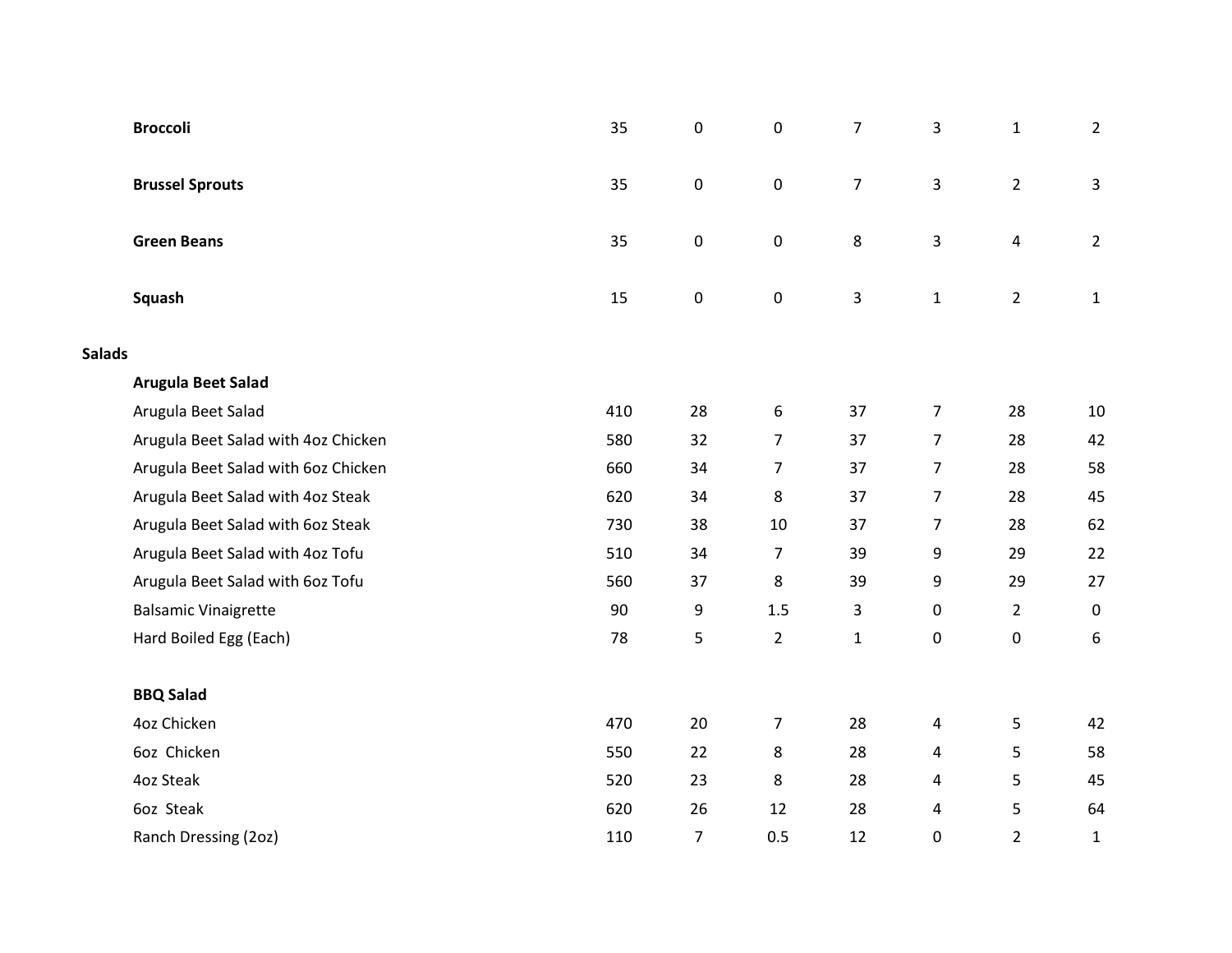| | | | | | | | |
|---|---|---|---|---|---|---|---|
| **Broccoli** | 35 | 0 | 0 | 7 | 3 | 1 | 2 |
| **Brussel Sprouts** | 35 | 0 | 0 | 7 | 3 | 2 | 3 |
| **Green Beans** | 35 | 0 | 0 | 8 | 3 | 4 | 2 |
| **Squash** | 15 | 0 | 0 | 3 | 1 | 2 | 1 |
| **Salads** | | | | | | | |
| **Arugula Beet Salad** | | | | | | | |
| Arugula Beet Salad | 410 | 28 | 6 | 37 | 7 | 28 | 10 |
| Arugula Beet Salad with 4oz Chicken | 580 | 32 | 7 | 37 | 7 | 28 | 42 |
| Arugula Beet Salad with 6oz Chicken | 660 | 34 | 7 | 37 | 7 | 28 | 58 |
| Arugula Beet Salad with 4oz Steak | 620 | 34 | 8 | 37 | 7 | 28 | 45 |
| Arugula Beet Salad with 6oz Steak | 730 | 38 | 10 | 37 | 7 | 28 | 62 |
| Arugula Beet Salad with 4oz Tofu | 510 | 34 | 7 | 39 | 9 | 29 | 22 |
| Arugula Beet Salad with 6oz Tofu | 560 | 37 | 8 | 39 | 9 | 29 | 27 |
| Balsamic Vinaigrette | 90 | 9 | 1.5 | 3 | 0 | 2 | 0 |
| Hard Boiled Egg (Each) | 78 | 5 | 2 | 1 | 0 | 0 | 6 |
| **BBQ Salad** | | | | | | | |
| 4oz Chicken | 470 | 20 | 7 | 28 | 4 | 5 | 42 |
| 6oz Chicken | 550 | 22 | 8 | 28 | 4 | 5 | 58 |
| 4oz Steak | 520 | 23 | 8 | 28 | 4 | 5 | 45 |
| 6oz Steak | 620 | 26 | 12 | 28 | 4 | 5 | 64 |
| Ranch Dressing (2oz) | 110 | 7 | 0.5 | 12 | 0 | 2 | 1 |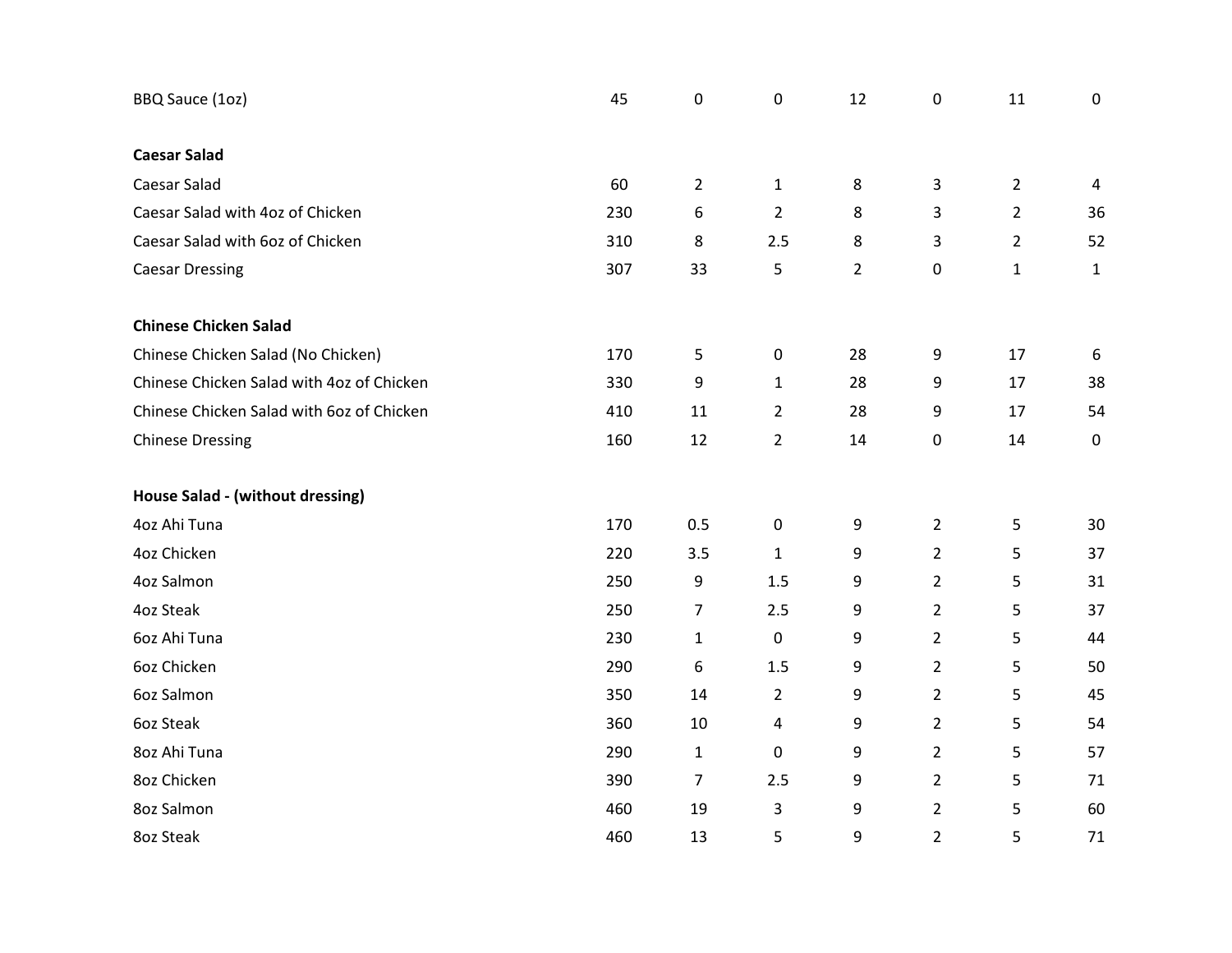| | | | | | | | |
|---|---|---|---|---|---|---|---|
| BBQ Sauce (1oz) | 45 | 0 | 0 | 12 | 0 | 11 | 0 |
| **Caesar Salad** | | | | | | | |
| Caesar Salad | 60 | 2 | 1 | 8 | 3 | 2 | 4 |
| Caesar Salad with 4oz of Chicken | 230 | 6 | 2 | 8 | 3 | 2 | 36 |
| Caesar Salad with 6oz of Chicken | 310 | 8 | 2.5 | 8 | 3 | 2 | 52 |
| Caesar Dressing | 307 | 33 | 5 | 2 | 0 | 1 | 1 |
| **Chinese Chicken Salad** | | | | | | | |
| Chinese Chicken Salad (No Chicken) | 170 | 5 | 0 | 28 | 9 | 17 | 6 |
| Chinese Chicken Salad with 4oz of Chicken | 330 | 9 | 1 | 28 | 9 | 17 | 38 |
| Chinese Chicken Salad with 6oz of Chicken | 410 | 11 | 2 | 28 | 9 | 17 | 54 |
| Chinese Dressing | 160 | 12 | 2 | 14 | 0 | 14 | 0 |
| **House Salad - (without dressing)** | | | | | | | |
| 4oz Ahi Tuna | 170 | 0.5 | 0 | 9 | 2 | 5 | 30 |
| 4oz Chicken | 220 | 3.5 | 1 | 9 | 2 | 5 | 37 |
| 4oz Salmon | 250 | 9 | 1.5 | 9 | 2 | 5 | 31 |
| 4oz Steak | 250 | 7 | 2.5 | 9 | 2 | 5 | 37 |
| 6oz Ahi Tuna | 230 | 1 | 0 | 9 | 2 | 5 | 44 |
| 6oz Chicken | 290 | 6 | 1.5 | 9 | 2 | 5 | 50 |
| 6oz Salmon | 350 | 14 | 2 | 9 | 2 | 5 | 45 |
| 6oz Steak | 360 | 10 | 4 | 9 | 2 | 5 | 54 |
| 8oz Ahi Tuna | 290 | 1 | 0 | 9 | 2 | 5 | 57 |
| 8oz Chicken | 390 | 7 | 2.5 | 9 | 2 | 5 | 71 |
| 8oz Salmon | 460 | 19 | 3 | 9 | 2 | 5 | 60 |
| 8oz Steak | 460 | 13 | 5 | 9 | 2 | 5 | 71 |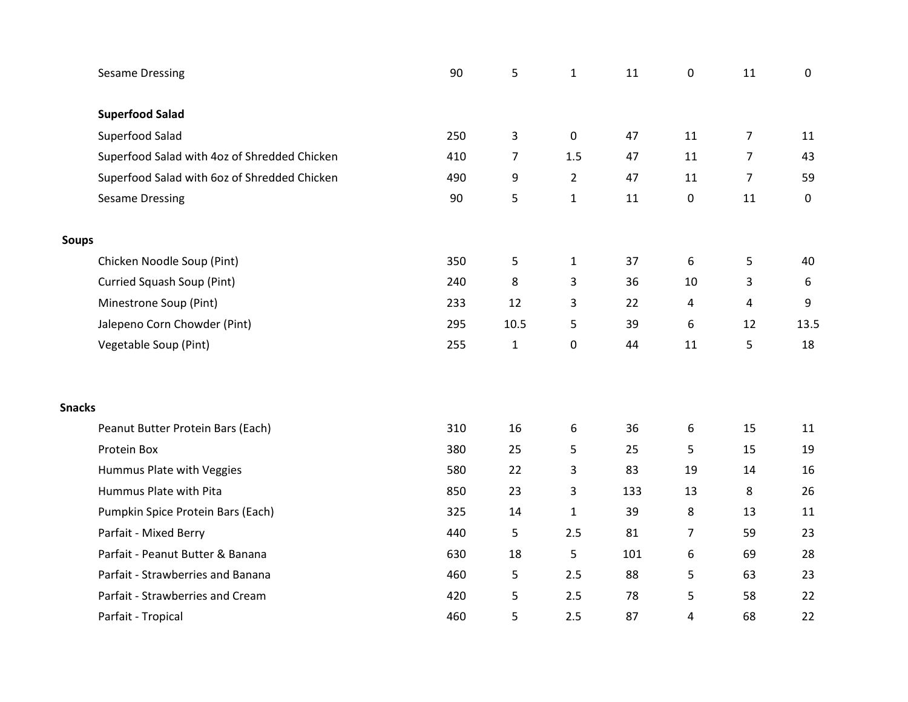| | | | | | | | |
|---|---|---|---|---|---|---|---|
| Sesame Dressing | 90 | 5 | 1 | 11 | 0 | 11 | 0 |
| **Superfood Salad** | | | | | | | |
| Superfood Salad | 250 | 3 | 0 | 47 | 11 | 7 | 11 |
| Superfood Salad with 4oz of Shredded Chicken | 410 | 7 | 1.5 | 47 | 11 | 7 | 43 |
| Superfood Salad with 6oz of Shredded Chicken | 490 | 9 | 2 | 47 | 11 | 7 | 59 |
| Sesame Dressing | 90 | 5 | 1 | 11 | 0 | 11 | 0 |
| **Soups** | | | | | | | |
| Chicken Noodle Soup (Pint) | 350 | 5 | 1 | 37 | 6 | 5 | 40 |
| Curried Squash Soup (Pint) | 240 | 8 | 3 | 36 | 10 | 3 | 6 |
| Minestrone Soup (Pint) | 233 | 12 | 3 | 22 | 4 | 4 | 9 |
| Jalepeno Corn Chowder (Pint) | 295 | 10.5 | 5 | 39 | 6 | 12 | 13.5 |
| Vegetable Soup (Pint) | 255 | 1 | 0 | 44 | 11 | 5 | 18 |
| **Snacks** | | | | | | | |
| Peanut Butter Protein Bars (Each) | 310 | 16 | 6 | 36 | 6 | 15 | 11 |
| Protein Box | 380 | 25 | 5 | 25 | 5 | 15 | 19 |
| Hummus Plate with Veggies | 580 | 22 | 3 | 83 | 19 | 14 | 16 |
| Hummus Plate with Pita | 850 | 23 | 3 | 133 | 13 | 8 | 26 |
| Pumpkin Spice Protein Bars (Each) | 325 | 14 | 1 | 39 | 8 | 13 | 11 |
| Parfait - Mixed Berry | 440 | 5 | 2.5 | 81 | 7 | 59 | 23 |
| Parfait - Peanut Butter & Banana | 630 | 18 | 5 | 101 | 6 | 69 | 28 |
| Parfait - Strawberries and Banana | 460 | 5 | 2.5 | 88 | 5 | 63 | 23 |
| Parfait - Strawberries and Cream | 420 | 5 | 2.5 | 78 | 5 | 58 | 22 |
| Parfait - Tropical | 460 | 5 | 2.5 | 87 | 4 | 68 | 22 |